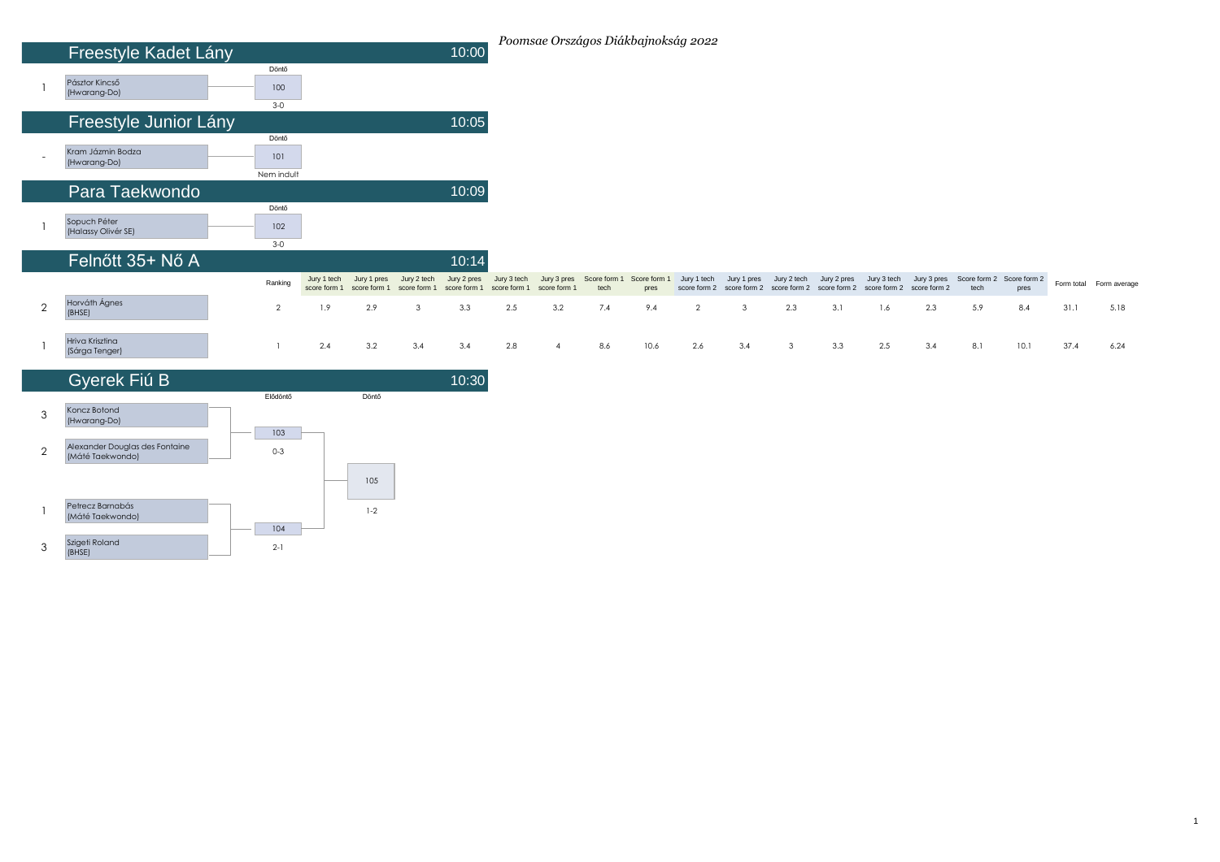*Poomsae Országos Diákbajnokság 2022*

## Freestyle Kadet Lány — 10:00

| Helyezés | Versenyző | Döntő |
|---|---|---|
| 1 | Pásztor Kincső (Hwarang-Do) | 100 |
| | | 3-0 |

## Freestyle Junior Lány — 10:05

| Helyezés | Versenyző | Döntő |
|---|---|---|
| - | Kram Jázmin Bodza (Hwarang-Do) | 101 |
| | | Nem indult |

## Para Taekwondo — 10:09

| Helyezés | Versenyző | Döntő |
|---|---|---|
| 1 | Sopuch Péter (Halassy Olivér SE) | 102 |
| | | 3-0 |

## Felnőtt 35+ Nő A — 10:14

| Helyezés | Versenyző | Ranking | Jury 1 tech score form 1 | Jury 1 pres score form 1 | Jury 2 tech score form 1 | Jury 2 pres score form 1 | Jury 3 tech score form 1 | Jury 3 pres score form 1 | Score form 1 tech | Score form 1 pres | Jury 1 tech score form 2 | Jury 1 pres score form 2 | Jury 2 tech score form 2 | Jury 2 pres score form 2 | Jury 3 tech score form 2 | Jury 3 pres score form 2 | Score form 2 tech | Score form 2 pres | Form total | Form average |
|---|---|---|---|---|---|---|---|---|---|---|---|---|---|---|---|---|---|---|---|---|
| 2 | Horváth Ágnes (BHSE) | 2 | 1.9 | 2.9 | 3 | 3.3 | 2.5 | 3.2 | 7.4 | 9.4 | 2 | 3 | 2.3 | 3.1 | 1.6 | 2.3 | 5.9 | 8.4 | 31.1 | 5.18 |
| 1 | Hriva Krisztina (Sárga Tenger) | 1 | 2.4 | 3.2 | 3.4 | 3.4 | 2.8 | 4 | 8.6 | 10.6 | 2.6 | 3.4 | 3 | 3.3 | 2.5 | 3.4 | 8.1 | 10.1 | 37.4 | 6.24 |

## Gyerek Fiú B — 10:30

| Helyezés | Versenyző | Elődöntő | Döntő |
|---|---|---|---|
| 3 | Koncz Botond (Hwarang-Do) | 103 | 105 |
| 2 | Alexander Douglas des Fontaine (Máté Taekwondo) | 0-3 | 1-2 |
| 1 | Petrecz Barnabás (Máté Taekwondo) | 104 | |
| 3 | Szigeti Roland (BHSE) | 2-1 | |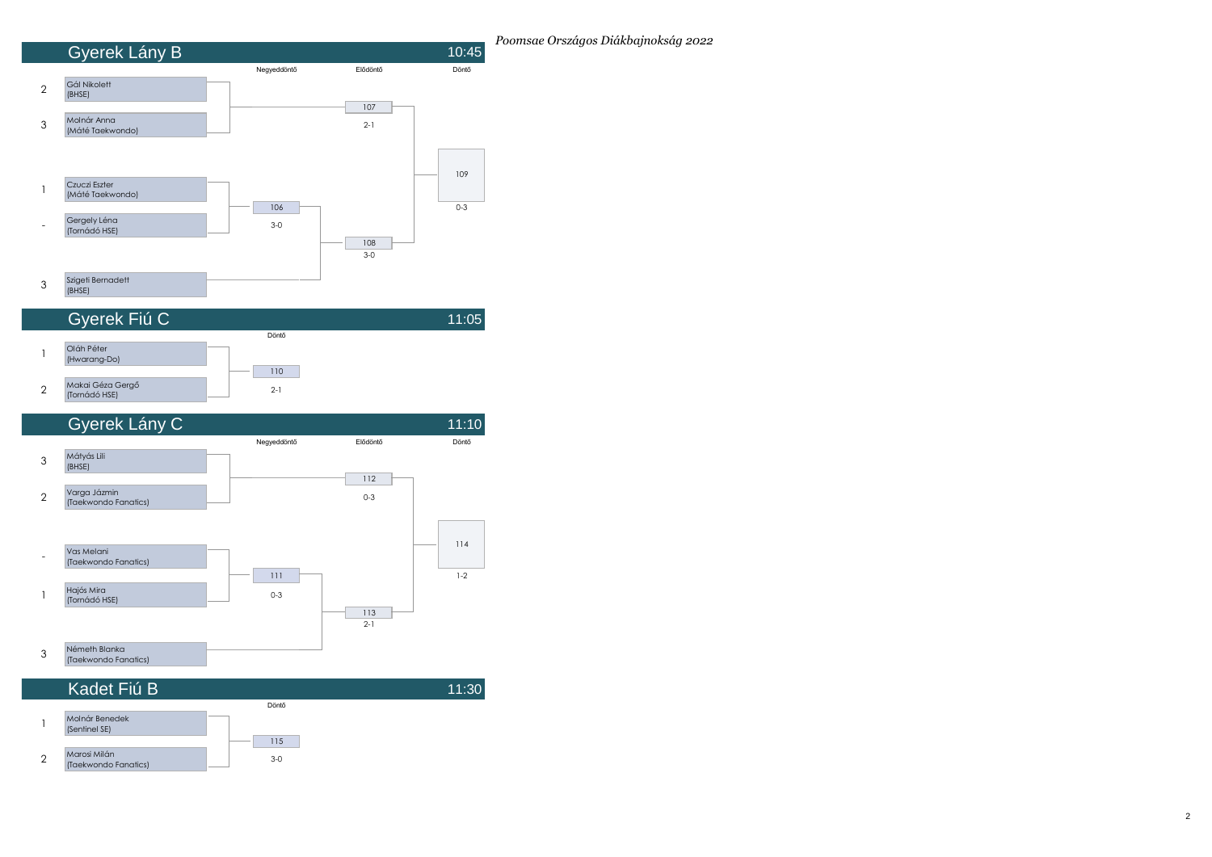*Poomsae Országos Diákbajnokság 2022*

## Gyerek Lány B — 10:45

| Helyezés | Versenyző (Egyesület) |
| --- | --- |
| 2 | Gál Nikolett (BHSE) |
| 3 | Molnár Anna (Máté Taekwondo) |
| 1 | Czuczi Eszter (Máté Taekwondo) |
| - | Gergely Léna (Tornádó HSE) |
| 3 | Szigeti Bernadett (BHSE) |

| Forduló | Mérkőzés | Eredmény |
| --- | --- | --- |
| Negyeddöntő | 106 | 3-0 |
| Elődöntő | 107 | 2-1 |
| Elődöntő | 108 | 3-0 |
| Döntő | 109 | 0-3 |

## Gyerek Fiú C — 11:05

| Helyezés | Versenyző (Egyesület) |
| --- | --- |
| 1 | Oláh Péter (Hwarang-Do) |
| 2 | Makai Géza Gergő (Tornádó HSE) |

| Forduló | Mérkőzés | Eredmény |
| --- | --- | --- |
| Döntő | 110 | 2-1 |

## Gyerek Lány C — 11:10

| Helyezés | Versenyző (Egyesület) |
| --- | --- |
| 3 | Mátyás Lili (BHSE) |
| 2 | Varga Jázmin (Taekwondo Fanatics) |
| - | Vas Melani (Taekwondo Fanatics) |
| 1 | Hajós Mira (Tornádó HSE) |
| 3 | Németh Blanka (Taekwondo Fanatics) |

| Forduló | Mérkőzés | Eredmény |
| --- | --- | --- |
| Negyeddöntő | 111 | 0-3 |
| Elődöntő | 112 | 0-3 |
| Elődöntő | 113 | 2-1 |
| Döntő | 114 | 1-2 |

## Kadet Fiú B — 11:30

| Helyezés | Versenyző (Egyesület) |
| --- | --- |
| 1 | Molnár Benedek (Sentinel SE) |
| 2 | Marosi Milán (Taekwondo Fanatics) |

| Forduló | Mérkőzés | Eredmény |
| --- | --- | --- |
| Döntő | 115 | 3-0 |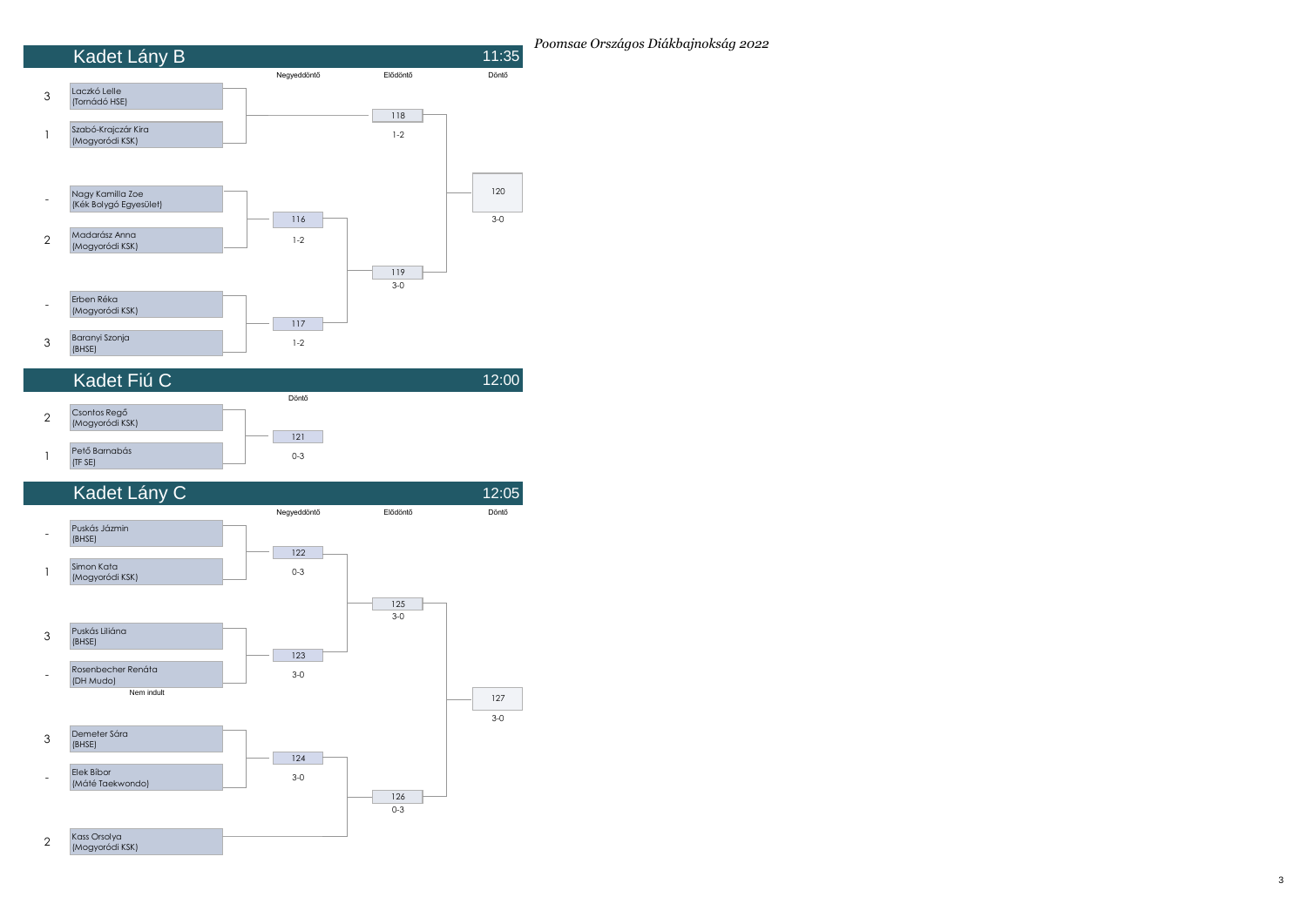*Poomsae Országos Diákbajnokság 2022*

## Kadet Lány B — 11:35

| Helyezés | Versenyző | Negyeddöntő | Elődöntő | Döntő |
|---|---|---|---|---|
| 3 | Laczkó Lelle (Tornádó HSE) | | 118 (1-2) | 120 (3-0) |
| 1 | Szabó-Krajczár Kira (Mogyoródi KSK) | | | |
| - | Nagy Kamilla Zoe (Kék Bolygó Egyesület) | 116 (1-2) | 119 (3-0) | |
| 2 | Madarász Anna (Mogyoródi KSK) | | | |
| - | Erben Réka (Mogyoródi KSK) | 117 (1-2) | | |
| 3 | Baranyi Szonja (BHSE) | | | |

## Kadet Fiú C — 12:00

| Helyezés | Versenyző | Döntő |
|---|---|---|
| 2 | Csontos Regő (Mogyoródi KSK) | 121 (0-3) |
| 1 | Pető Barnabás (TF SE) | |

## Kadet Lány C — 12:05

| Helyezés | Versenyző | Negyeddöntő | Elődöntő | Döntő |
|---|---|---|---|---|
| - | Puskás Jázmin (BHSE) | 122 (0-3) | 125 (3-0) | 127 (3-0) |
| 1 | Simon Kata (Mogyoródi KSK) | | | |
| 3 | Puskás Liliána (BHSE) | 123 (3-0) | | |
| - | Rosenbecher Renáta (DH Mudo) – Nem indult | | | |
| 3 | Demeter Sára (BHSE) | 124 (3-0) | 126 (0-3) | |
| - | Elek Bíbor (Máté Taekwondo) | | | |
| 2 | Kass Orsolya (Mogyoródi KSK) | | | |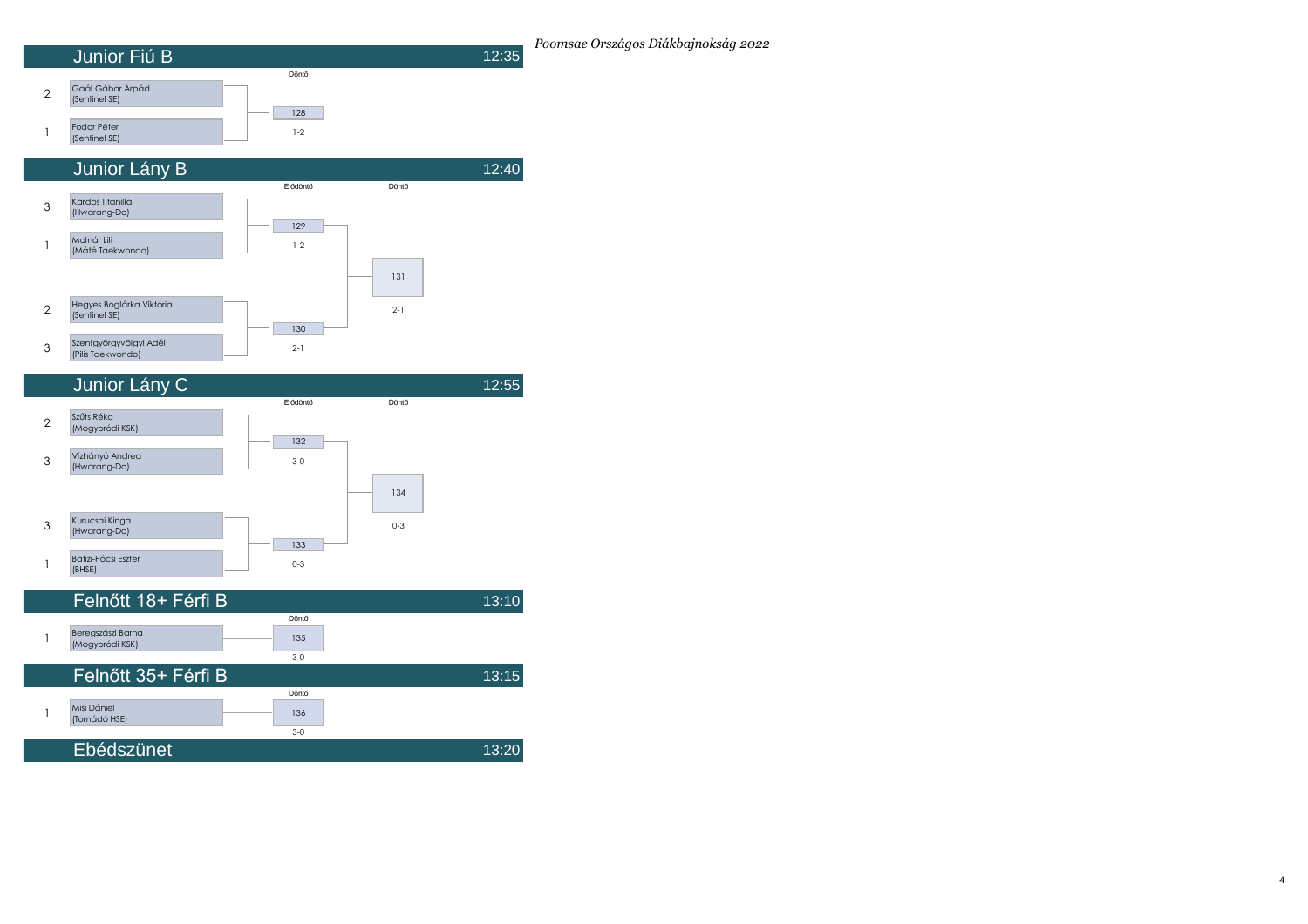*Poomsae Országos Diákbajnokság 2022*

## Junior Fiú B — 12:35

**Döntő**

| Seed | Name (Club) | Match | Result |
|---|---|---|---|
| 2 | Gaál Gábor Árpád (Sentinel SE) | 128 | 1-2 |
| 1 | Fodor Péter (Sentinel SE) | | |

## Junior Lány B — 12:40

**Elődöntő**

| Seed | Name (Club) | Match | Result |
|---|---|---|---|
| 3 | Kardos Titanilla (Hwarang-Do) | 129 | 1-2 |
| 1 | Molnár Lili (Máté Taekwondo) | | |
| 2 | Hegyes Boglárka Viktória (Sentinel SE) | 130 | 2-1 |
| 3 | Szentgyörgyvölgyi Adél (Pilis Taekwondo) | | |

**Döntő**

| Match | Result |
|---|---|
| 131 | 2-1 |

## Junior Lány C — 12:55

**Elődöntő**

| Seed | Name (Club) | Match | Result |
|---|---|---|---|
| 2 | Szűts Réka (Mogyoródi KSK) | 132 | 3-0 |
| 3 | Vízhányó Andrea (Hwarang-Do) | | |
| 3 | Kurucsai Kinga (Hwarang-Do) | 133 | 0-3 |
| 1 | Batizi-Pócsi Eszter (BHSE) | | |

**Döntő**

| Match | Result |
|---|---|
| 134 | 0-3 |

## Felnőtt 18+ Férfi B — 13:10

**Döntő**

| Seed | Name (Club) | Match | Result |
|---|---|---|---|
| 1 | Beregszászi Barna (Mogyoródi KSK) | 135 | 3-0 |

## Felnőtt 35+ Férfi B — 13:15

**Döntő**

| Seed | Name (Club) | Match | Result |
|---|---|---|---|
| 1 | Misi Dániel (Tornádó HSE) | 136 | 3-0 |

## Ebédszünet — 13:20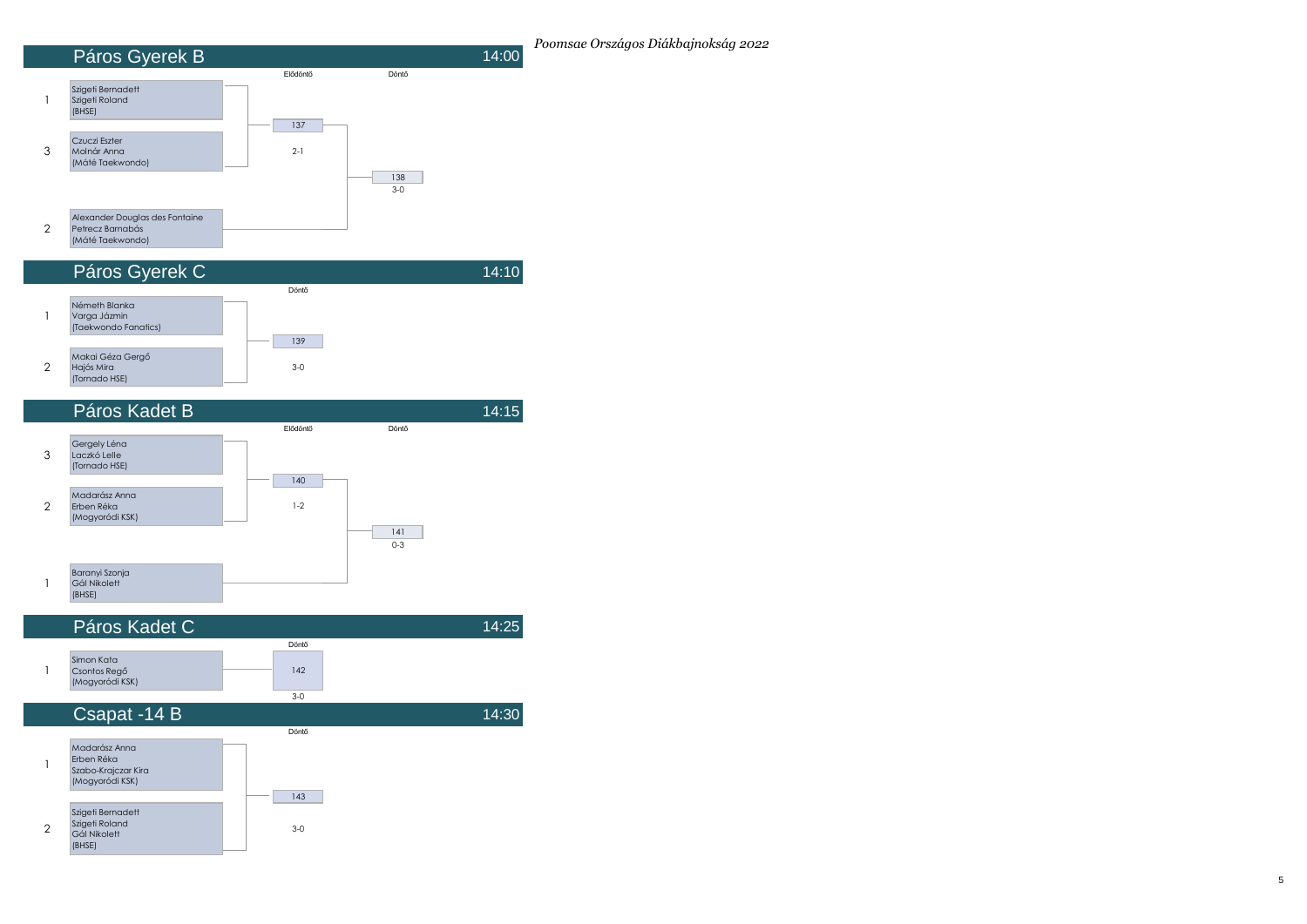*Poomsae Országos Diákbajnokság 2022*

## Páros Gyerek B — 14:00

| Helyezés | Versenyzők | Elődöntő | Döntő |
|---|---|---|---|
| 1 | Szigeti Bernadett<br>Szigeti Roland<br>(BHSE) | 137<br>2-1 | 138<br>3-0 |
| 3 | Czuczi Eszter<br>Molnár Anna<br>(Máté Taekwondo) | | |
| 2 | Alexander Douglas des Fontaine<br>Petrecz Barnabás<br>(Máté Taekwondo) | | |

## Páros Gyerek C — 14:10

| Helyezés | Versenyzők | Döntő |
|---|---|---|
| 1 | Németh Blanka<br>Varga Jázmin<br>(Taekwondo Fanatics) | 139<br>3-0 |
| 2 | Makai Géza Gergő<br>Hajós Mira<br>(Tornado HSE) | |

## Páros Kadet B — 14:15

| Helyezés | Versenyzők | Elődöntő | Döntő |
|---|---|---|---|
| 3 | Gergely Léna<br>Laczkó Lelle<br>(Tornado HSE) | 140<br>1-2 | 141<br>0-3 |
| 2 | Madarász Anna<br>Erben Réka<br>(Mogyoródi KSK) | | |
| 1 | Baranyi Szonja<br>Gál Nikolett<br>(BHSE) | | |

## Páros Kadet C — 14:25

| Helyezés | Versenyzők | Döntő |
|---|---|---|
| 1 | Simon Kata<br>Csontos Regő<br>(Mogyoródi KSK) | 142<br>3-0 |

## Csapat -14 B — 14:30

| Helyezés | Versenyzők | Döntő |
|---|---|---|
| 1 | Madarász Anna<br>Erben Réka<br>Szabo-Krajczar Kira<br>(Mogyoródi KSK) | 143<br>3-0 |
| 2 | Szigeti Bernadett<br>Szigeti Roland<br>Gál Nikolett<br>(BHSE) | |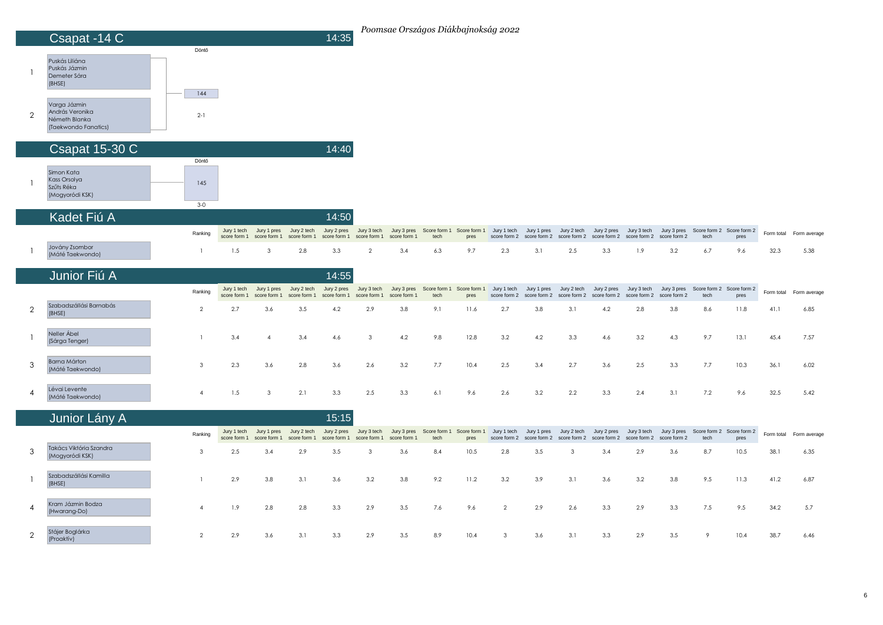*Poomsae Országos Diákbajnokság 2022*

## Csapat -14 C — 14:35

| | Csapat | Döntő |
|---|---|---|
| 1 | Puskás Liliána<br>Puskás Jázmin<br>Demeter Sára<br>(BHSE) | 144 |
| 2 | Varga Jázmin<br>András Veronika<br>Németh Blanka<br>(Taekwondo Fanatics) | 2-1 |

## Csapat 15-30 C — 14:40

| | Csapat | Döntő |
|---|---|---|
| 1 | Simon Kata<br>Kass Orsolya<br>Szűts Réka<br>(Mogyoródi KSK) | 145<br>3-0 |

## Kadet Fiú A — 14:50

| | Név | Ranking | Jury 1 tech score form 1 | Jury 1 pres score form 1 | Jury 2 tech score form 1 | Jury 2 pres score form 1 | Jury 3 tech score form 1 | Jury 3 pres score form 1 | Score form 1 tech | Score form 1 pres | Jury 1 tech score form 2 | Jury 1 pres score form 2 | Jury 2 tech score form 2 | Jury 2 pres score form 2 | Jury 3 tech score form 2 | Jury 3 pres score form 2 | Score form 2 tech | Score form 2 pres | Form total | Form average |
|---|---|---|---|---|---|---|---|---|---|---|---|---|---|---|---|---|---|---|---|---|
| 1 | Jovány Zsombor (Máté Taekwondo) | 1 | 1.5 | 3 | 2.8 | 3.3 | 2 | 3.4 | 6.3 | 9.7 | 2.3 | 3.1 | 2.5 | 3.3 | 1.9 | 3.2 | 6.7 | 9.6 | 32.3 | 5.38 |

## Junior Fiú A — 14:55

| | Név | Ranking | Jury 1 tech score form 1 | Jury 1 pres score form 1 | Jury 2 tech score form 1 | Jury 2 pres score form 1 | Jury 3 tech score form 1 | Jury 3 pres score form 1 | Score form 1 tech | Score form 1 pres | Jury 1 tech score form 2 | Jury 1 pres score form 2 | Jury 2 tech score form 2 | Jury 2 pres score form 2 | Jury 3 tech score form 2 | Jury 3 pres score form 2 | Score form 2 tech | Score form 2 pres | Form total | Form average |
|---|---|---|---|---|---|---|---|---|---|---|---|---|---|---|---|---|---|---|---|---|
| 2 | Szabadszállási Barnabás (BHSE) | 2 | 2.7 | 3.6 | 3.5 | 4.2 | 2.9 | 3.8 | 9.1 | 11.6 | 2.7 | 3.8 | 3.1 | 4.2 | 2.8 | 3.8 | 8.6 | 11.8 | 41.1 | 6.85 |
| 1 | Neller Ábel (Sárga Tenger) | 1 | 3.4 | 4 | 3.4 | 4.6 | 3 | 4.2 | 9.8 | 12.8 | 3.2 | 4.2 | 3.3 | 4.6 | 3.2 | 4.3 | 9.7 | 13.1 | 45.4 | 7.57 |
| 3 | Barna Márton (Máté Taekwondo) | 3 | 2.3 | 3.6 | 2.8 | 3.6 | 2.6 | 3.2 | 7.7 | 10.4 | 2.5 | 3.4 | 2.7 | 3.6 | 2.5 | 3.3 | 7.7 | 10.3 | 36.1 | 6.02 |
| 4 | Lévai Levente (Máté Taekwondo) | 4 | 1.5 | 3 | 2.1 | 3.3 | 2.5 | 3.3 | 6.1 | 9.6 | 2.6 | 3.2 | 2.2 | 3.3 | 2.4 | 3.1 | 7.2 | 9.6 | 32.5 | 5.42 |

## Junior Lány A — 15:15

| | Név | Ranking | Jury 1 tech score form 1 | Jury 1 pres score form 1 | Jury 2 tech score form 1 | Jury 2 pres score form 1 | Jury 3 tech score form 1 | Jury 3 pres score form 1 | Score form 1 tech | Score form 1 pres | Jury 1 tech score form 2 | Jury 1 pres score form 2 | Jury 2 tech score form 2 | Jury 2 pres score form 2 | Jury 3 tech score form 2 | Jury 3 pres score form 2 | Score form 2 tech | Score form 2 pres | Form total | Form average |
|---|---|---|---|---|---|---|---|---|---|---|---|---|---|---|---|---|---|---|---|---|
| 3 | Takács Viktória Szandra (Mogyoródi KSK) | 3 | 2.5 | 3.4 | 2.9 | 3.5 | 3 | 3.6 | 8.4 | 10.5 | 2.8 | 3.5 | 3 | 3.4 | 2.9 | 3.6 | 8.7 | 10.5 | 38.1 | 6.35 |
| 1 | Szabadszállási Kamilla (BHSE) | 1 | 2.9 | 3.8 | 3.1 | 3.6 | 3.2 | 3.8 | 9.2 | 11.2 | 3.2 | 3.9 | 3.1 | 3.6 | 3.2 | 3.8 | 9.5 | 11.3 | 41.2 | 6.87 |
| 4 | Kram Jázmin Bodza (Hwarang-Do) | 4 | 1.9 | 2.8 | 2.8 | 3.3 | 2.9 | 3.5 | 7.6 | 9.6 | 2 | 2.9 | 2.6 | 3.3 | 2.9 | 3.3 | 7.5 | 9.5 | 34.2 | 5.7 |
| 2 | Stájer Boglárka (Proaktív) | 2 | 2.9 | 3.6 | 3.1 | 3.3 | 2.9 | 3.5 | 8.9 | 10.4 | 3 | 3.6 | 3.1 | 3.3 | 2.9 | 3.5 | 9 | 10.4 | 38.7 | 6.46 |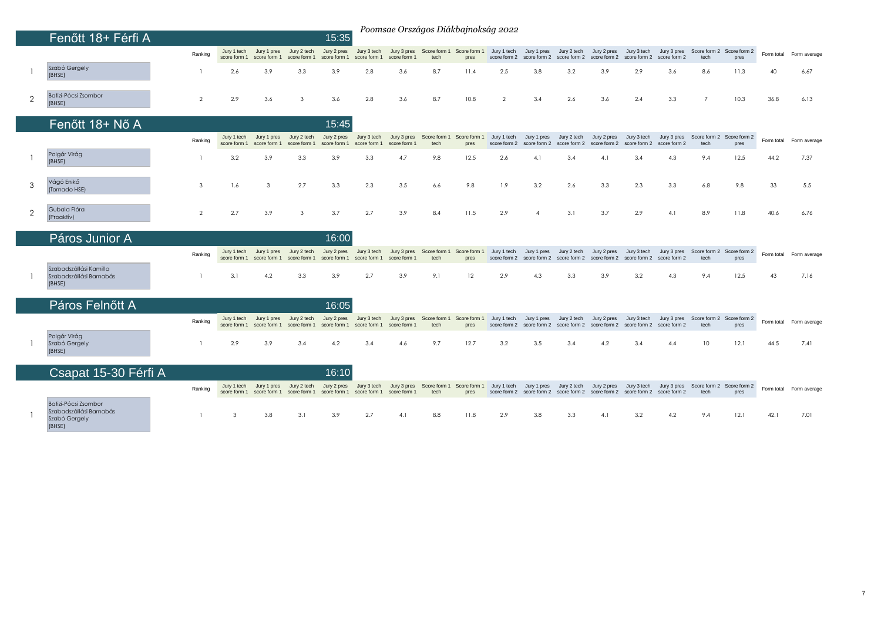*Poomsae Országos Diákbajnokság 2022*

## Fenőtt 18+ Férfi A — 15:35

| | | Ranking | Jury 1 tech score form 1 | Jury 1 pres score form 1 | Jury 2 tech score form 1 | Jury 2 pres score form 1 | Jury 3 tech score form 1 | Jury 3 pres score form 1 | Score form 1 tech | Score form 1 pres | Jury 1 tech score form 2 | Jury 1 pres score form 2 | Jury 2 tech score form 2 | Jury 2 pres score form 2 | Jury 3 tech score form 2 | Jury 3 pres score form 2 | Score form 2 tech | Score form 2 pres | Form total | Form average |
|---|---|---|---|---|---|---|---|---|---|---|---|---|---|---|---|---|---|---|---|---|
| 1 | Szabó Gergely (BHSE) | 1 | 2.6 | 3.9 | 3.3 | 3.9 | 2.8 | 3.6 | 8.7 | 11.4 | 2.5 | 3.8 | 3.2 | 3.9 | 2.9 | 3.6 | 8.6 | 11.3 | 40 | 6.67 |
| 2 | Batizi-Pócsi Zsombor (BHSE) | 2 | 2.9 | 3.6 | 3 | 3.6 | 2.8 | 3.6 | 8.7 | 10.8 | 2 | 3.4 | 2.6 | 3.6 | 2.4 | 3.3 | 7 | 10.3 | 36.8 | 6.13 |

## Fenőtt 18+ Nő A — 15:45

| | | Ranking | Jury 1 tech score form 1 | Jury 1 pres score form 1 | Jury 2 tech score form 1 | Jury 2 pres score form 1 | Jury 3 tech score form 1 | Jury 3 pres score form 1 | Score form 1 tech | Score form 1 pres | Jury 1 tech score form 2 | Jury 1 pres score form 2 | Jury 2 tech score form 2 | Jury 2 pres score form 2 | Jury 3 tech score form 2 | Jury 3 pres score form 2 | Score form 2 tech | Score form 2 pres | Form total | Form average |
|---|---|---|---|---|---|---|---|---|---|---|---|---|---|---|---|---|---|---|---|---|
| 1 | Polgár Virág (BHSE) | 1 | 3.2 | 3.9 | 3.3 | 3.9 | 3.3 | 4.7 | 9.8 | 12.5 | 2.6 | 4.1 | 3.4 | 4.1 | 3.4 | 4.3 | 9.4 | 12.5 | 44.2 | 7.37 |
| 3 | Vágó Enikő (Tornado HSE) | 3 | 1.6 | 3 | 2.7 | 3.3 | 2.3 | 3.5 | 6.6 | 9.8 | 1.9 | 3.2 | 2.6 | 3.3 | 2.3 | 3.3 | 6.8 | 9.8 | 33 | 5.5 |
| 2 | Gubala Flóra (Proaktív) | 2 | 2.7 | 3.9 | 3 | 3.7 | 2.7 | 3.9 | 8.4 | 11.5 | 2.9 | 4 | 3.1 | 3.7 | 2.9 | 4.1 | 8.9 | 11.8 | 40.6 | 6.76 |

## Páros Junior A — 16:00

| | | Ranking | Jury 1 tech score form 1 | Jury 1 pres score form 1 | Jury 2 tech score form 1 | Jury 2 pres score form 1 | Jury 3 tech score form 1 | Jury 3 pres score form 1 | Score form 1 tech | Score form 1 pres | Jury 1 tech score form 2 | Jury 1 pres score form 2 | Jury 2 tech score form 2 | Jury 2 pres score form 2 | Jury 3 tech score form 2 | Jury 3 pres score form 2 | Score form 2 tech | Score form 2 pres | Form total | Form average |
|---|---|---|---|---|---|---|---|---|---|---|---|---|---|---|---|---|---|---|---|---|
| 1 | Szabadszállási Kamilla Szabadszállási Barnabás (BHSE) | 1 | 3.1 | 4.2 | 3.3 | 3.9 | 2.7 | 3.9 | 9.1 | 12 | 2.9 | 4.3 | 3.3 | 3.9 | 3.2 | 4.3 | 9.4 | 12.5 | 43 | 7.16 |

## Páros Felnőtt A — 16:05

| | | Ranking | Jury 1 tech score form 1 | Jury 1 pres score form 1 | Jury 2 tech score form 1 | Jury 2 pres score form 1 | Jury 3 tech score form 1 | Jury 3 pres score form 1 | Score form 1 tech | Score form 1 pres | Jury 1 tech score form 2 | Jury 1 pres score form 2 | Jury 2 tech score form 2 | Jury 2 pres score form 2 | Jury 3 tech score form 2 | Jury 3 pres score form 2 | Score form 2 tech | Score form 2 pres | Form total | Form average |
|---|---|---|---|---|---|---|---|---|---|---|---|---|---|---|---|---|---|---|---|---|
| 1 | Polgár Virág Szabó Gergely (BHSE) | 1 | 2.9 | 3.9 | 3.4 | 4.2 | 3.4 | 4.6 | 9.7 | 12.7 | 3.2 | 3.5 | 3.4 | 4.2 | 3.4 | 4.4 | 10 | 12.1 | 44.5 | 7.41 |

## Csapat 15-30 Férfi A — 16:10

| | | Ranking | Jury 1 tech score form 1 | Jury 1 pres score form 1 | Jury 2 tech score form 1 | Jury 2 pres score form 1 | Jury 3 tech score form 1 | Jury 3 pres score form 1 | Score form 1 tech | Score form 1 pres | Jury 1 tech score form 2 | Jury 1 pres score form 2 | Jury 2 tech score form 2 | Jury 2 pres score form 2 | Jury 3 tech score form 2 | Jury 3 pres score form 2 | Score form 2 tech | Score form 2 pres | Form total | Form average |
|---|---|---|---|---|---|---|---|---|---|---|---|---|---|---|---|---|---|---|---|---|
| 1 | Batizi-Pócsi Zsombor Szabadszállási Barnabás Szabó Gergely (BHSE) | 1 | 3 | 3.8 | 3.1 | 3.9 | 2.7 | 4.1 | 8.8 | 11.8 | 2.9 | 3.8 | 3.3 | 4.1 | 3.2 | 4.2 | 9.4 | 12.1 | 42.1 | 7.01 |